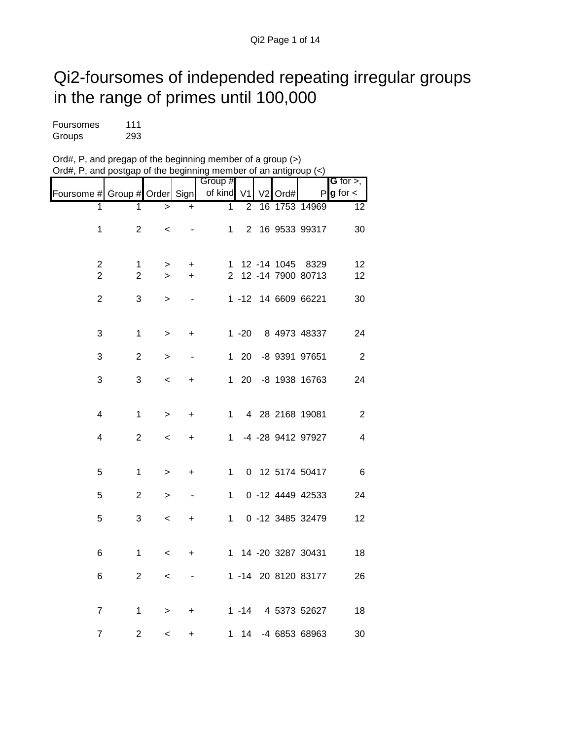# Qi2-foursomes of independed repeating irregular groups in the range of primes until 100,000

Foursomes 111
Groups 293

Ord#, P, and pregap of the beginning member of a group (>)
Ord#, P, and postgap of the beginning member of an antigroup (<)

| Foursome # | Group # | Order | Sign | Group # of kind | V1 | V2 | Ord# | P | **G** for >, **g** for < |
|---|---|---|---|---|---|---|---|---|---|
| 1 | 1 | > | + | 1 | 2 | 16 | 1753 | 14969 | 12 |
| 1 | 2 | < | - | 1 | 2 | 16 | 9533 | 99317 | 30 |
| 2 | 1 | > | + | 1 | 12 | -14 | 1045 | 8329 | 12 |
| 2 | 2 | > | + | 2 | 12 | -14 | 7900 | 80713 | 12 |
| 2 | 3 | > | - | 1 | -12 | 14 | 6609 | 66221 | 30 |
| 3 | 1 | > | + | 1 | -20 | 8 | 4973 | 48337 | 24 |
| 3 | 2 | > | - | 1 | 20 | -8 | 9391 | 97651 | 2 |
| 3 | 3 | < | + | 1 | 20 | -8 | 1938 | 16763 | 24 |
| 4 | 1 | > | + | 1 | 4 | 28 | 2168 | 19081 | 2 |
| 4 | 2 | < | + | 1 | -4 | -28 | 9412 | 97927 | 4 |
| 5 | 1 | > | + | 1 | 0 | 12 | 5174 | 50417 | 6 |
| 5 | 2 | > | - | 1 | 0 | -12 | 4449 | 42533 | 24 |
| 5 | 3 | < | + | 1 | 0 | -12 | 3485 | 32479 | 12 |
| 6 | 1 | < | + | 1 | 14 | -20 | 3287 | 30431 | 18 |
| 6 | 2 | < | - | 1 | -14 | 20 | 8120 | 83177 | 26 |
| 7 | 1 | > | + | 1 | -14 | 4 | 5373 | 52627 | 18 |
| 7 | 2 | < | + | 1 | 14 | -4 | 6853 | 68963 | 30 |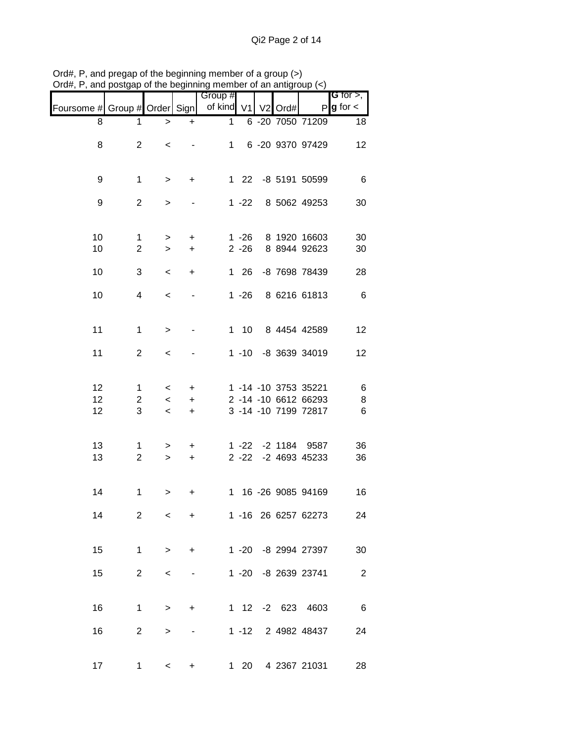Ord#, P, and pregap of the beginning member of a group (>)
Ord#, P, and postgap of the beginning member of an antigroup (<)

| Foursome # | Group # | Order | Sign | Group # of kind | V1 | V2 | Ord# | P | G for >, g for < |
|---|---|---|---|---|---|---|---|---|---|
| 8 | 1 | > | + | 1 | 6 | -20 | 7050 | 71209 | 18 |
| 8 | 2 | < | - | 1 | 6 | -20 | 9370 | 97429 | 12 |
| 9 | 1 | > | + | 1 | 22 | -8 | 5191 | 50599 | 6 |
| 9 | 2 | > | - | 1 | -22 | 8 | 5062 | 49253 | 30 |
| 10 | 1 | > | + | 1 | -26 | 8 | 1920 | 16603 | 30 |
| 10 | 2 | > | + | 2 | -26 | 8 | 8944 | 92623 | 30 |
| 10 | 3 | < | + | 1 | 26 | -8 | 7698 | 78439 | 28 |
| 10 | 4 | < | - | 1 | -26 | 8 | 6216 | 61813 | 6 |
| 11 | 1 | > | - | 1 | 10 | 8 | 4454 | 42589 | 12 |
| 11 | 2 | < | - | 1 | -10 | -8 | 3639 | 34019 | 12 |
| 12 | 1 | < | + | 1 | -14 | -10 | 3753 | 35221 | 6 |
| 12 | 2 | < | + | 2 | -14 | -10 | 6612 | 66293 | 8 |
| 12 | 3 | < | + | 3 | -14 | -10 | 7199 | 72817 | 6 |
| 13 | 1 | > | + | 1 | -22 | -2 | 1184 | 9587 | 36 |
| 13 | 2 | > | + | 2 | -22 | -2 | 4693 | 45233 | 36 |
| 14 | 1 | > | + | 1 | 16 | -26 | 9085 | 94169 | 16 |
| 14 | 2 | < | + | 1 | -16 | 26 | 6257 | 62273 | 24 |
| 15 | 1 | > | + | 1 | -20 | -8 | 2994 | 27397 | 30 |
| 15 | 2 | < | - | 1 | -20 | -8 | 2639 | 23741 | 2 |
| 16 | 1 | > | + | 1 | 12 | -2 | 623 | 4603 | 6 |
| 16 | 2 | > | - | 1 | -12 | 2 | 4982 | 48437 | 24 |
| 17 | 1 | < | + | 1 | 20 | 4 | 2367 | 21031 | 28 |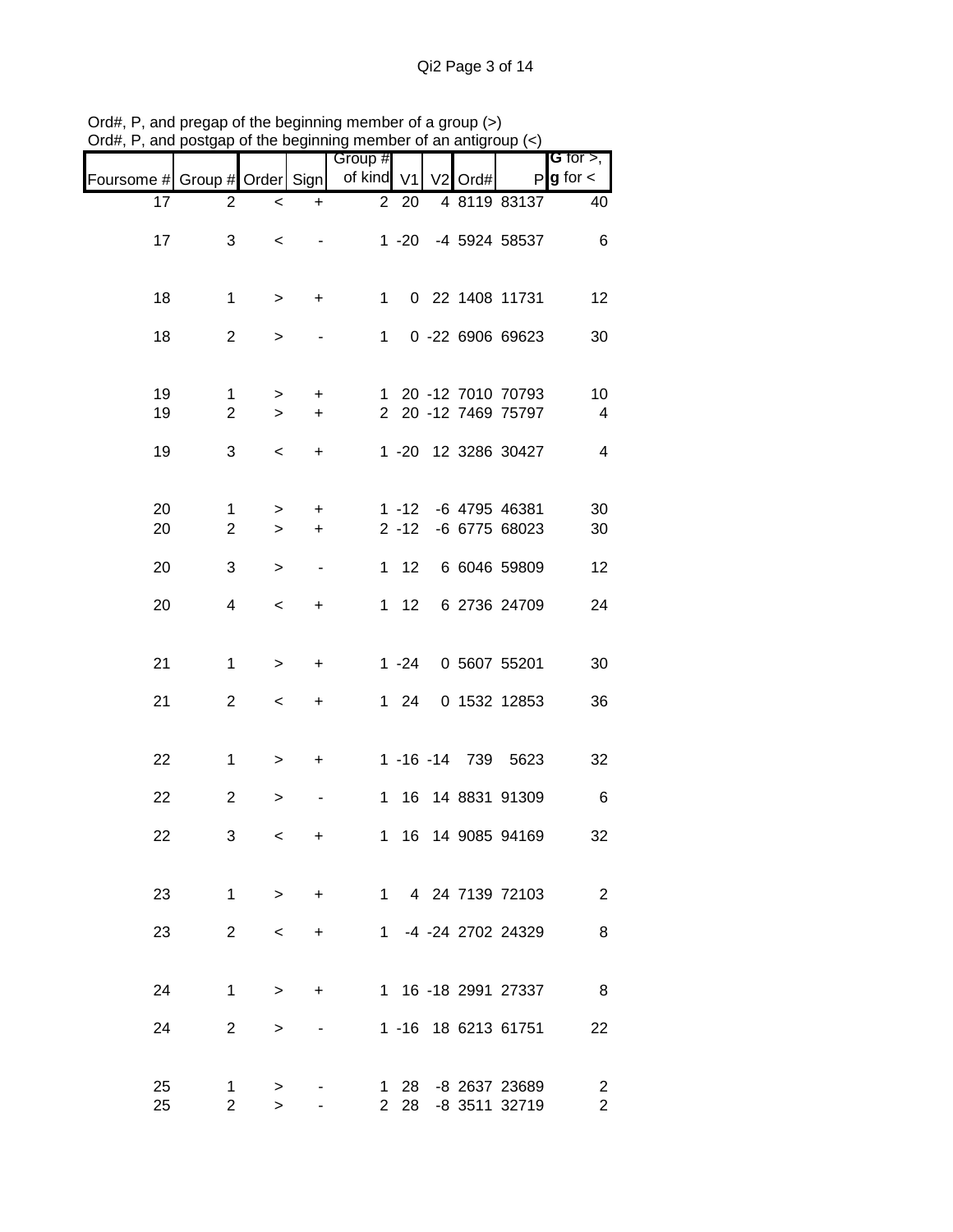Ord#, P, and pregap of the beginning member of a group (>)
Ord#, P, and postgap of the beginning member of an antigroup (<)

| Foursome # | Group # | Order | Sign | Group # of kind | V1 | V2 | Ord# | P | **G** for >, **g** for < |
|---|---|---|---|---|---|---|---|---|---|
| 17 | 2 | < | + | 2 | 20 | 4 | 8119 | 83137 | 40 |
| 17 | 3 | < | - | 1 | -20 | -4 | 5924 | 58537 | 6 |
| 18 | 1 | > | + | 1 | 0 | 22 | 1408 | 11731 | 12 |
| 18 | 2 | > | - | 1 | 0 | -22 | 6906 | 69623 | 30 |
| 19 | 1 | > | + | 1 | 20 | -12 | 7010 | 70793 | 10 |
| 19 | 2 | > | + | 2 | 20 | -12 | 7469 | 75797 | 4 |
| 19 | 3 | < | + | 1 | -20 | 12 | 3286 | 30427 | 4 |
| 20 | 1 | > | + | 1 | -12 | -6 | 4795 | 46381 | 30 |
| 20 | 2 | > | + | 2 | -12 | -6 | 6775 | 68023 | 30 |
| 20 | 3 | > | - | 1 | 12 | 6 | 6046 | 59809 | 12 |
| 20 | 4 | < | + | 1 | 12 | 6 | 2736 | 24709 | 24 |
| 21 | 1 | > | + | 1 | -24 | 0 | 5607 | 55201 | 30 |
| 21 | 2 | < | + | 1 | 24 | 0 | 1532 | 12853 | 36 |
| 22 | 1 | > | + | 1 | -16 | -14 | 739 | 5623 | 32 |
| 22 | 2 | > | - | 1 | 16 | 14 | 8831 | 91309 | 6 |
| 22 | 3 | < | + | 1 | 16 | 14 | 9085 | 94169 | 32 |
| 23 | 1 | > | + | 1 | 4 | 24 | 7139 | 72103 | 2 |
| 23 | 2 | < | + | 1 | -4 | -24 | 2702 | 24329 | 8 |
| 24 | 1 | > | + | 1 | 16 | -18 | 2991 | 27337 | 8 |
| 24 | 2 | > | - | 1 | -16 | 18 | 6213 | 61751 | 22 |
| 25 | 1 | > | - | 1 | 28 | -8 | 2637 | 23689 | 2 |
| 25 | 2 | > | - | 2 | 28 | -8 | 3511 | 32719 | 2 |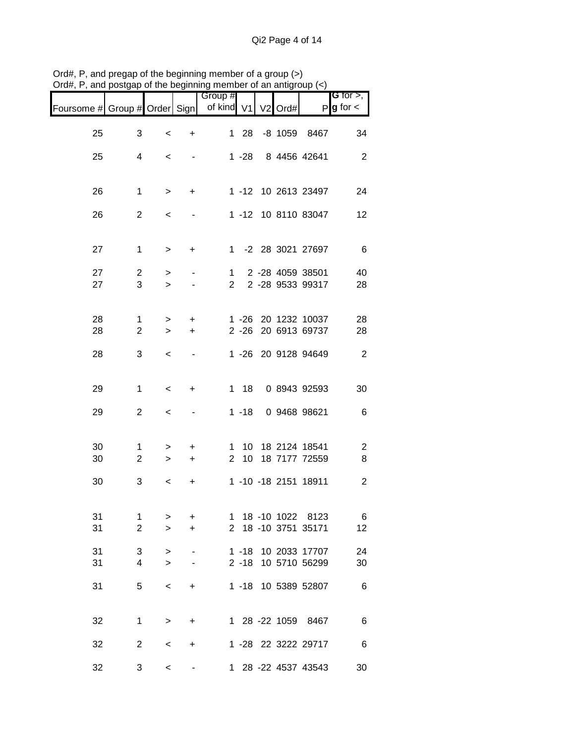Ord#, P, and pregap of the beginning member of a group (>)
Ord#, P, and postgap of the beginning member of an antigroup (<)

| Foursome # | Group # | Order | Sign | Group # of kind | V1 | V2 | Ord# | P | G for >, g for < |
|---|---|---|---|---|---|---|---|---|---|
| 25 | 3 | < | + | 1 | 28 | -8 | 1059 | 8467 | 34 |
| 25 | 4 | < | - | 1 | -28 | 8 | 4456 | 42641 | 2 |
| 26 | 1 | > | + | 1 | -12 | 10 | 2613 | 23497 | 24 |
| 26 | 2 | < | - | 1 | -12 | 10 | 8110 | 83047 | 12 |
| 27 | 1 | > | + | 1 | -2 | 28 | 3021 | 27697 | 6 |
| 27 | 2 | > | - | 1 | 2 | -28 | 4059 | 38501 | 40 |
| 27 | 3 | > | - | 2 | 2 | -28 | 9533 | 99317 | 28 |
| 28 | 1 | > | + | 1 | -26 | 20 | 1232 | 10037 | 28 |
| 28 | 2 | > | + | 2 | -26 | 20 | 6913 | 69737 | 28 |
| 28 | 3 | < | - | 1 | -26 | 20 | 9128 | 94649 | 2 |
| 29 | 1 | < | + | 1 | 18 | 0 | 8943 | 92593 | 30 |
| 29 | 2 | < | - | 1 | -18 | 0 | 9468 | 98621 | 6 |
| 30 | 1 | > | + | 1 | 10 | 18 | 2124 | 18541 | 2 |
| 30 | 2 | > | + | 2 | 10 | 18 | 7177 | 72559 | 8 |
| 30 | 3 | < | + | 1 | -10 | -18 | 2151 | 18911 | 2 |
| 31 | 1 | > | + | 1 | 18 | -10 | 1022 | 8123 | 6 |
| 31 | 2 | > | + | 2 | 18 | -10 | 3751 | 35171 | 12 |
| 31 | 3 | > | - | 1 | -18 | 10 | 2033 | 17707 | 24 |
| 31 | 4 | > | - | 2 | -18 | 10 | 5710 | 56299 | 30 |
| 31 | 5 | < | + | 1 | -18 | 10 | 5389 | 52807 | 6 |
| 32 | 1 | > | + | 1 | 28 | -22 | 1059 | 8467 | 6 |
| 32 | 2 | < | + | 1 | -28 | 22 | 3222 | 29717 | 6 |
| 32 | 3 | < | - | 1 | 28 | -22 | 4537 | 43543 | 30 |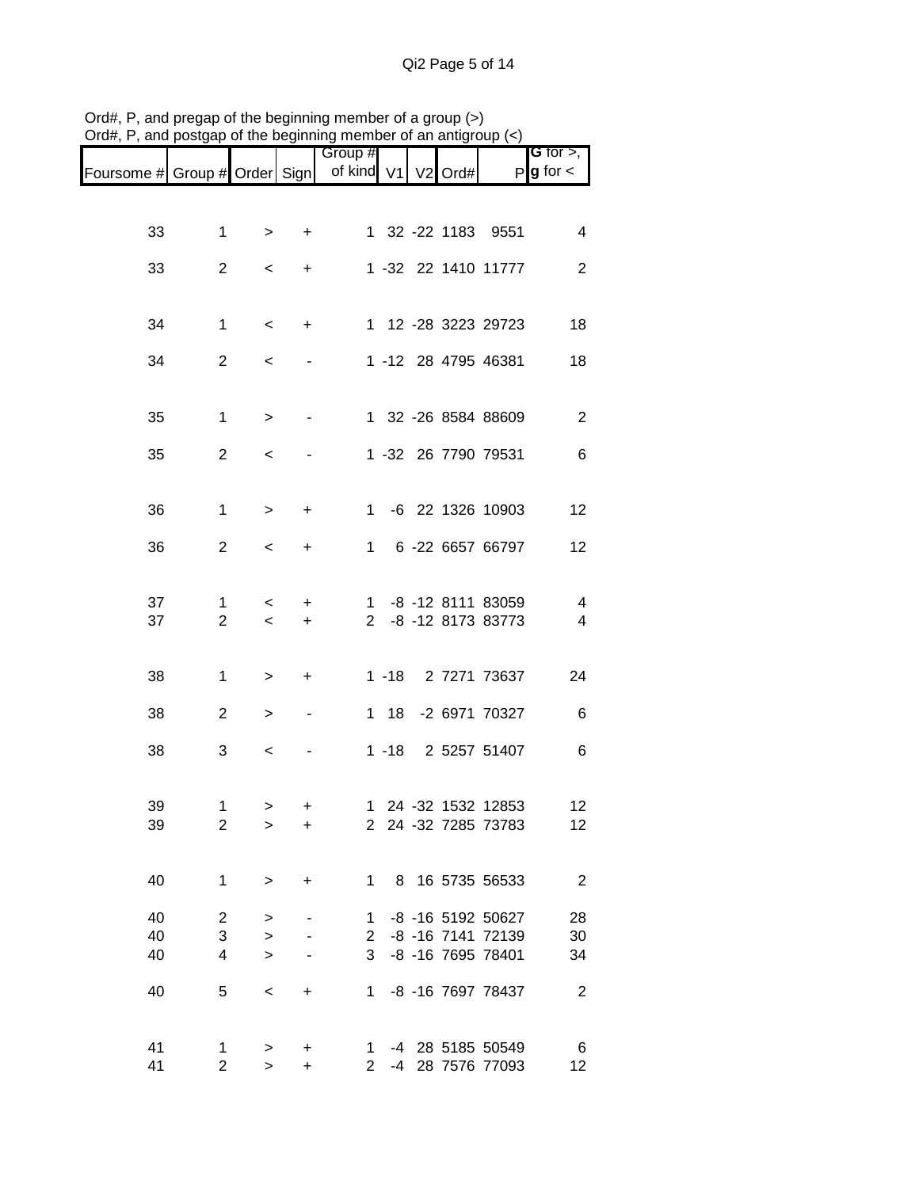Ord#, P, and pregap of the beginning member of a group (>)
Ord#, P, and postgap of the beginning member of an antigroup (<)

| Foursome # | Group # | Order | Sign | Group # of kind | V1 | V2 | Ord# | P | **G** for >, **g** for < |
|---|---|---|---|---|---|---|---|---|---|
| 33 | 1 | > | + | 1 | 32 | -22 | 1183 | 9551 | 4 |
| 33 | 2 | < | + | 1 | -32 | 22 | 1410 | 11777 | 2 |
| 34 | 1 | < | + | 1 | 12 | -28 | 3223 | 29723 | 18 |
| 34 | 2 | < | - | 1 | -12 | 28 | 4795 | 46381 | 18 |
| 35 | 1 | > | - | 1 | 32 | -26 | 8584 | 88609 | 2 |
| 35 | 2 | < | - | 1 | -32 | 26 | 7790 | 79531 | 6 |
| 36 | 1 | > | + | 1 | -6 | 22 | 1326 | 10903 | 12 |
| 36 | 2 | < | + | 1 | 6 | -22 | 6657 | 66797 | 12 |
| 37 | 1 | < | + | 1 | -8 | -12 | 8111 | 83059 | 4 |
| 37 | 2 | < | + | 2 | -8 | -12 | 8173 | 83773 | 4 |
| 38 | 1 | > | + | 1 | -18 | 2 | 7271 | 73637 | 24 |
| 38 | 2 | > | - | 1 | 18 | -2 | 6971 | 70327 | 6 |
| 38 | 3 | < | - | 1 | -18 | 2 | 5257 | 51407 | 6 |
| 39 | 1 | > | + | 1 | 24 | -32 | 1532 | 12853 | 12 |
| 39 | 2 | > | + | 2 | 24 | -32 | 7285 | 73783 | 12 |
| 40 | 1 | > | + | 1 | 8 | 16 | 5735 | 56533 | 2 |
| 40 | 2 | > | - | 1 | -8 | -16 | 5192 | 50627 | 28 |
| 40 | 3 | > | - | 2 | -8 | -16 | 7141 | 72139 | 30 |
| 40 | 4 | > | - | 3 | -8 | -16 | 7695 | 78401 | 34 |
| 40 | 5 | < | + | 1 | -8 | -16 | 7697 | 78437 | 2 |
| 41 | 1 | > | + | 1 | -4 | 28 | 5185 | 50549 | 6 |
| 41 | 2 | > | + | 2 | -4 | 28 | 7576 | 77093 | 12 |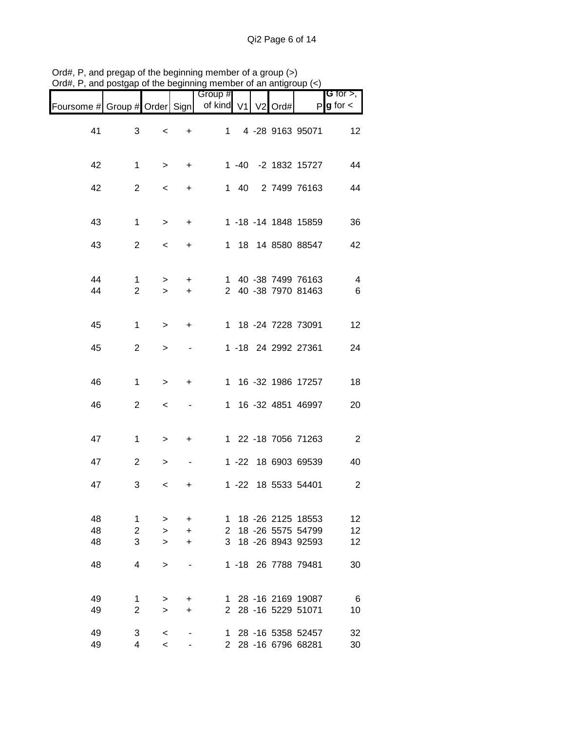Ord#, P, and pregap of the beginning member of a group (>)
Ord#, P, and postgap of the beginning member of an antigroup (<)

| Foursome # | Group # | Order | Sign | Group # of kind | V1 | V2 | Ord# | P | **G** for >, **g** for < |
|---|---|---|---|---|---|---|---|---|---|
| 41 | 3 | < | + | 1 | 4 | -28 | 9163 | 95071 | 12 |
| 42 | 1 | > | + | 1 | -40 | -2 | 1832 | 15727 | 44 |
| 42 | 2 | < | + | 1 | 40 | 2 | 7499 | 76163 | 44 |
| 43 | 1 | > | + | 1 | -18 | -14 | 1848 | 15859 | 36 |
| 43 | 2 | < | + | 1 | 18 | 14 | 8580 | 88547 | 42 |
| 44 | 1 | > | + | 1 | 40 | -38 | 7499 | 76163 | 4 |
| 44 | 2 | > | + | 2 | 40 | -38 | 7970 | 81463 | 6 |
| 45 | 1 | > | + | 1 | 18 | -24 | 7228 | 73091 | 12 |
| 45 | 2 | > | - | 1 | -18 | 24 | 2992 | 27361 | 24 |
| 46 | 1 | > | + | 1 | 16 | -32 | 1986 | 17257 | 18 |
| 46 | 2 | < | - | 1 | 16 | -32 | 4851 | 46997 | 20 |
| 47 | 1 | > | + | 1 | 22 | -18 | 7056 | 71263 | 2 |
| 47 | 2 | > | - | 1 | -22 | 18 | 6903 | 69539 | 40 |
| 47 | 3 | < | + | 1 | -22 | 18 | 5533 | 54401 | 2 |
| 48 | 1 | > | + | 1 | 18 | -26 | 2125 | 18553 | 12 |
| 48 | 2 | > | + | 2 | 18 | -26 | 5575 | 54799 | 12 |
| 48 | 3 | > | + | 3 | 18 | -26 | 8943 | 92593 | 12 |
| 48 | 4 | > | - | 1 | -18 | 26 | 7788 | 79481 | 30 |
| 49 | 1 | > | + | 1 | 28 | -16 | 2169 | 19087 | 6 |
| 49 | 2 | > | + | 2 | 28 | -16 | 5229 | 51071 | 10 |
| 49 | 3 | < | - | 1 | 28 | -16 | 5358 | 52457 | 32 |
| 49 | 4 | < | - | 2 | 28 | -16 | 6796 | 68281 | 30 |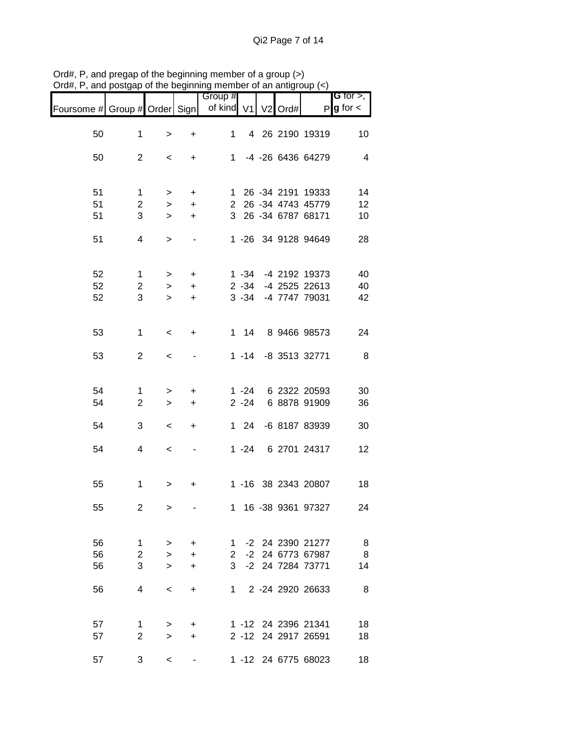Ord#, P, and pregap of the beginning member of a group (>)
Ord#, P, and postgap of the beginning member of an antigroup (<)

| Foursome # | Group # | Order | Sign | Group # of kind | V1 | V2 | Ord# | P | **G** for >, **g** for < |
|---|---|---|---|---|---|---|---|---|---|
| 50 | 1 | > | + | 1 | 4 | 26 | 2190 | 19319 | 10 |
| 50 | 2 | < | + | 1 | -4 | -26 | 6436 | 64279 | 4 |
| 51 | 1 | > | + | 1 | 26 | -34 | 2191 | 19333 | 14 |
| 51 | 2 | > | + | 2 | 26 | -34 | 4743 | 45779 | 12 |
| 51 | 3 | > | + | 3 | 26 | -34 | 6787 | 68171 | 10 |
| 51 | 4 | > | - | 1 | -26 | 34 | 9128 | 94649 | 28 |
| 52 | 1 | > | + | 1 | -34 | -4 | 2192 | 19373 | 40 |
| 52 | 2 | > | + | 2 | -34 | -4 | 2525 | 22613 | 40 |
| 52 | 3 | > | + | 3 | -34 | -4 | 7747 | 79031 | 42 |
| 53 | 1 | < | + | 1 | 14 | 8 | 9466 | 98573 | 24 |
| 53 | 2 | < | - | 1 | -14 | -8 | 3513 | 32771 | 8 |
| 54 | 1 | > | + | 1 | -24 | 6 | 2322 | 20593 | 30 |
| 54 | 2 | > | + | 2 | -24 | 6 | 8878 | 91909 | 36 |
| 54 | 3 | < | + | 1 | 24 | -6 | 8187 | 83939 | 30 |
| 54 | 4 | < | - | 1 | -24 | 6 | 2701 | 24317 | 12 |
| 55 | 1 | > | + | 1 | -16 | 38 | 2343 | 20807 | 18 |
| 55 | 2 | > | - | 1 | 16 | -38 | 9361 | 97327 | 24 |
| 56 | 1 | > | + | 1 | -2 | 24 | 2390 | 21277 | 8 |
| 56 | 2 | > | + | 2 | -2 | 24 | 6773 | 67987 | 8 |
| 56 | 3 | > | + | 3 | -2 | 24 | 7284 | 73771 | 14 |
| 56 | 4 | < | + | 1 | 2 | -24 | 2920 | 26633 | 8 |
| 57 | 1 | > | + | 1 | -12 | 24 | 2396 | 21341 | 18 |
| 57 | 2 | > | + | 2 | -12 | 24 | 2917 | 26591 | 18 |
| 57 | 3 | < | - | 1 | -12 | 24 | 6775 | 68023 | 18 |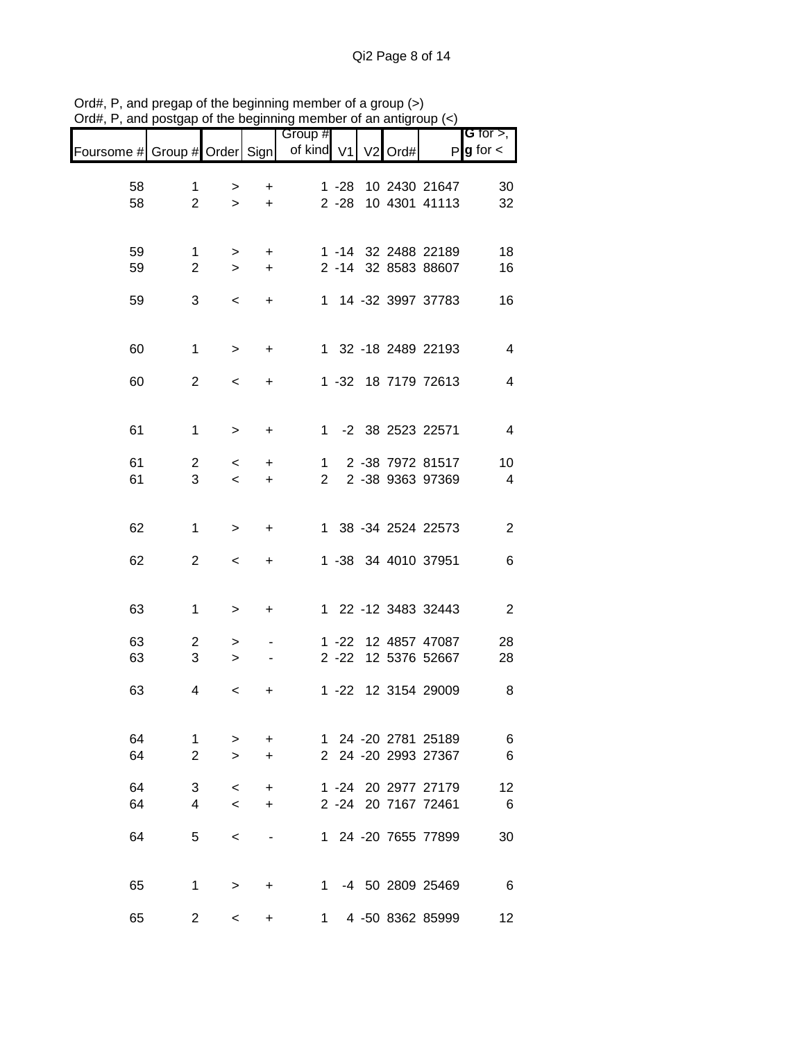Ord#, P, and pregap of the beginning member of a group (>)
Ord#, P, and postgap of the beginning member of an antigroup (<)

| Foursome # | Group # | Order | Sign | Group # of kind | V1 | V2 | Ord# | P | G for >, g for < |
|---|---|---|---|---|---|---|---|---|---|
| 58 | 1 | > | + | 1 | -28 | 10 | 2430 | 21647 | 30 |
| 58 | 2 | > | + | 2 | -28 | 10 | 4301 | 41113 | 32 |
| 59 | 1 | > | + | 1 | -14 | 32 | 2488 | 22189 | 18 |
| 59 | 2 | > | + | 2 | -14 | 32 | 8583 | 88607 | 16 |
| 59 | 3 | < | + | 1 | 14 | -32 | 3997 | 37783 | 16 |
| 60 | 1 | > | + | 1 | 32 | -18 | 2489 | 22193 | 4 |
| 60 | 2 | < | + | 1 | -32 | 18 | 7179 | 72613 | 4 |
| 61 | 1 | > | + | 1 | -2 | 38 | 2523 | 22571 | 4 |
| 61 | 2 | < | + | 1 | 2 | -38 | 7972 | 81517 | 10 |
| 61 | 3 | < | + | 2 | 2 | -38 | 9363 | 97369 | 4 |
| 62 | 1 | > | + | 1 | 38 | -34 | 2524 | 22573 | 2 |
| 62 | 2 | < | + | 1 | -38 | 34 | 4010 | 37951 | 6 |
| 63 | 1 | > | + | 1 | 22 | -12 | 3483 | 32443 | 2 |
| 63 | 2 | > | - | 1 | -22 | 12 | 4857 | 47087 | 28 |
| 63 | 3 | > | - | 2 | -22 | 12 | 5376 | 52667 | 28 |
| 63 | 4 | < | + | 1 | -22 | 12 | 3154 | 29009 | 8 |
| 64 | 1 | > | + | 1 | 24 | -20 | 2781 | 25189 | 6 |
| 64 | 2 | > | + | 2 | 24 | -20 | 2993 | 27367 | 6 |
| 64 | 3 | < | + | 1 | -24 | 20 | 2977 | 27179 | 12 |
| 64 | 4 | < | + | 2 | -24 | 20 | 7167 | 72461 | 6 |
| 64 | 5 | < | - | 1 | 24 | -20 | 7655 | 77899 | 30 |
| 65 | 1 | > | + | 1 | -4 | 50 | 2809 | 25469 | 6 |
| 65 | 2 | < | + | 1 | 4 | -50 | 8362 | 85999 | 12 |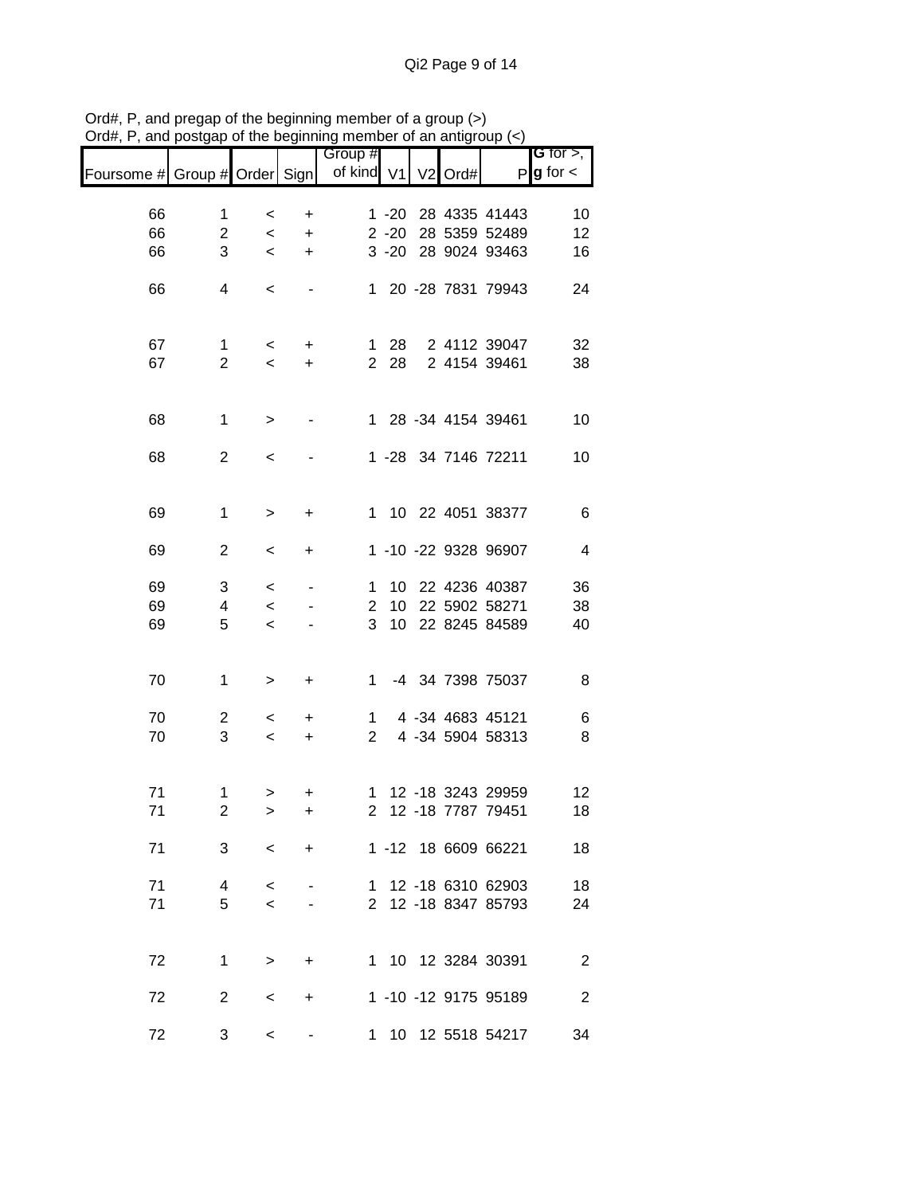Ord#, P, and pregap of the beginning member of a group (>)
Ord#, P, and postgap of the beginning member of an antigroup (<)

| Foursome # | Group # | Order | Sign | Group # of kind | V1 | V2 | Ord# | P | G for >, g for < |
|---|---|---|---|---|---|---|---|---|---|
| 66 | 1 | < | + | 1 | -20 | 28 | 4335 | 41443 | 10 |
| 66 | 2 | < | + | 2 | -20 | 28 | 5359 | 52489 | 12 |
| 66 | 3 | < | + | 3 | -20 | 28 | 9024 | 93463 | 16 |
| 66 | 4 | < | - | 1 | 20 | -28 | 7831 | 79943 | 24 |
| 67 | 1 | < | + | 1 | 28 | 2 | 4112 | 39047 | 32 |
| 67 | 2 | < | + | 2 | 28 | 2 | 4154 | 39461 | 38 |
| 68 | 1 | > | - | 1 | 28 | -34 | 4154 | 39461 | 10 |
| 68 | 2 | < | - | 1 | -28 | 34 | 7146 | 72211 | 10 |
| 69 | 1 | > | + | 1 | 10 | 22 | 4051 | 38377 | 6 |
| 69 | 2 | < | + | 1 | -10 | -22 | 9328 | 96907 | 4 |
| 69 | 3 | < | - | 1 | 10 | 22 | 4236 | 40387 | 36 |
| 69 | 4 | < | - | 2 | 10 | 22 | 5902 | 58271 | 38 |
| 69 | 5 | < | - | 3 | 10 | 22 | 8245 | 84589 | 40 |
| 70 | 1 | > | + | 1 | -4 | 34 | 7398 | 75037 | 8 |
| 70 | 2 | < | + | 1 | 4 | -34 | 4683 | 45121 | 6 |
| 70 | 3 | < | + | 2 | 4 | -34 | 5904 | 58313 | 8 |
| 71 | 1 | > | + | 1 | 12 | -18 | 3243 | 29959 | 12 |
| 71 | 2 | > | + | 2 | 12 | -18 | 7787 | 79451 | 18 |
| 71 | 3 | < | + | 1 | -12 | 18 | 6609 | 66221 | 18 |
| 71 | 4 | < | - | 1 | 12 | -18 | 6310 | 62903 | 18 |
| 71 | 5 | < | - | 2 | 12 | -18 | 8347 | 85793 | 24 |
| 72 | 1 | > | + | 1 | 10 | 12 | 3284 | 30391 | 2 |
| 72 | 2 | < | + | 1 | -10 | -12 | 9175 | 95189 | 2 |
| 72 | 3 | < | - | 1 | 10 | 12 | 5518 | 54217 | 34 |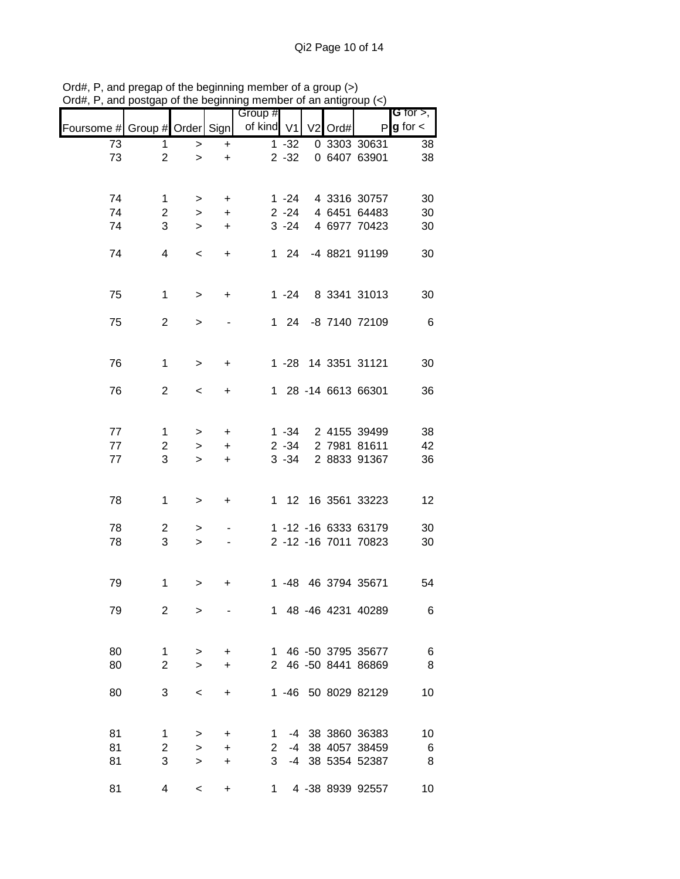Ord#, P, and pregap of the beginning member of a group (>)
Ord#, P, and postgap of the beginning member of an antigroup (<)

| Foursome # | Group # | Order | Sign | Group # of kind | V1 | V2 | Ord# | P | G for >, g for < |
|---|---|---|---|---|---|---|---|---|---|
| 73 | 1 | > | + | 1 | -32 | 0 | 3303 | 30631 | 38 |
| 73 | 2 | > | + | 2 | -32 | 0 | 6407 | 63901 | 38 |
| | | | | | | | | | |
| 74 | 1 | > | + | 1 | -24 | 4 | 3316 | 30757 | 30 |
| 74 | 2 | > | + | 2 | -24 | 4 | 6451 | 64483 | 30 |
| 74 | 3 | > | + | 3 | -24 | 4 | 6977 | 70423 | 30 |
| 74 | 4 | < | + | 1 | 24 | -4 | 8821 | 91199 | 30 |
| | | | | | | | | | |
| 75 | 1 | > | + | 1 | -24 | 8 | 3341 | 31013 | 30 |
| 75 | 2 | > | - | 1 | 24 | -8 | 7140 | 72109 | 6 |
| | | | | | | | | | |
| 76 | 1 | > | + | 1 | -28 | 14 | 3351 | 31121 | 30 |
| 76 | 2 | < | + | 1 | 28 | -14 | 6613 | 66301 | 36 |
| | | | | | | | | | |
| 77 | 1 | > | + | 1 | -34 | 2 | 4155 | 39499 | 38 |
| 77 | 2 | > | + | 2 | -34 | 2 | 7981 | 81611 | 42 |
| 77 | 3 | > | + | 3 | -34 | 2 | 8833 | 91367 | 36 |
| | | | | | | | | | |
| 78 | 1 | > | + | 1 | 12 | 16 | 3561 | 33223 | 12 |
| 78 | 2 | > | - | 1 | -12 | -16 | 6333 | 63179 | 30 |
| 78 | 3 | > | - | 2 | -12 | -16 | 7011 | 70823 | 30 |
| | | | | | | | | | |
| 79 | 1 | > | + | 1 | -48 | 46 | 3794 | 35671 | 54 |
| 79 | 2 | > | - | 1 | 48 | -46 | 4231 | 40289 | 6 |
| | | | | | | | | | |
| 80 | 1 | > | + | 1 | 46 | -50 | 3795 | 35677 | 6 |
| 80 | 2 | > | + | 2 | 46 | -50 | 8441 | 86869 | 8 |
| 80 | 3 | < | + | 1 | -46 | 50 | 8029 | 82129 | 10 |
| | | | | | | | | | |
| 81 | 1 | > | + | 1 | -4 | 38 | 3860 | 36383 | 10 |
| 81 | 2 | > | + | 2 | -4 | 38 | 4057 | 38459 | 6 |
| 81 | 3 | > | + | 3 | -4 | 38 | 5354 | 52387 | 8 |
| 81 | 4 | < | + | 1 | 4 | -38 | 8939 | 92557 | 10 |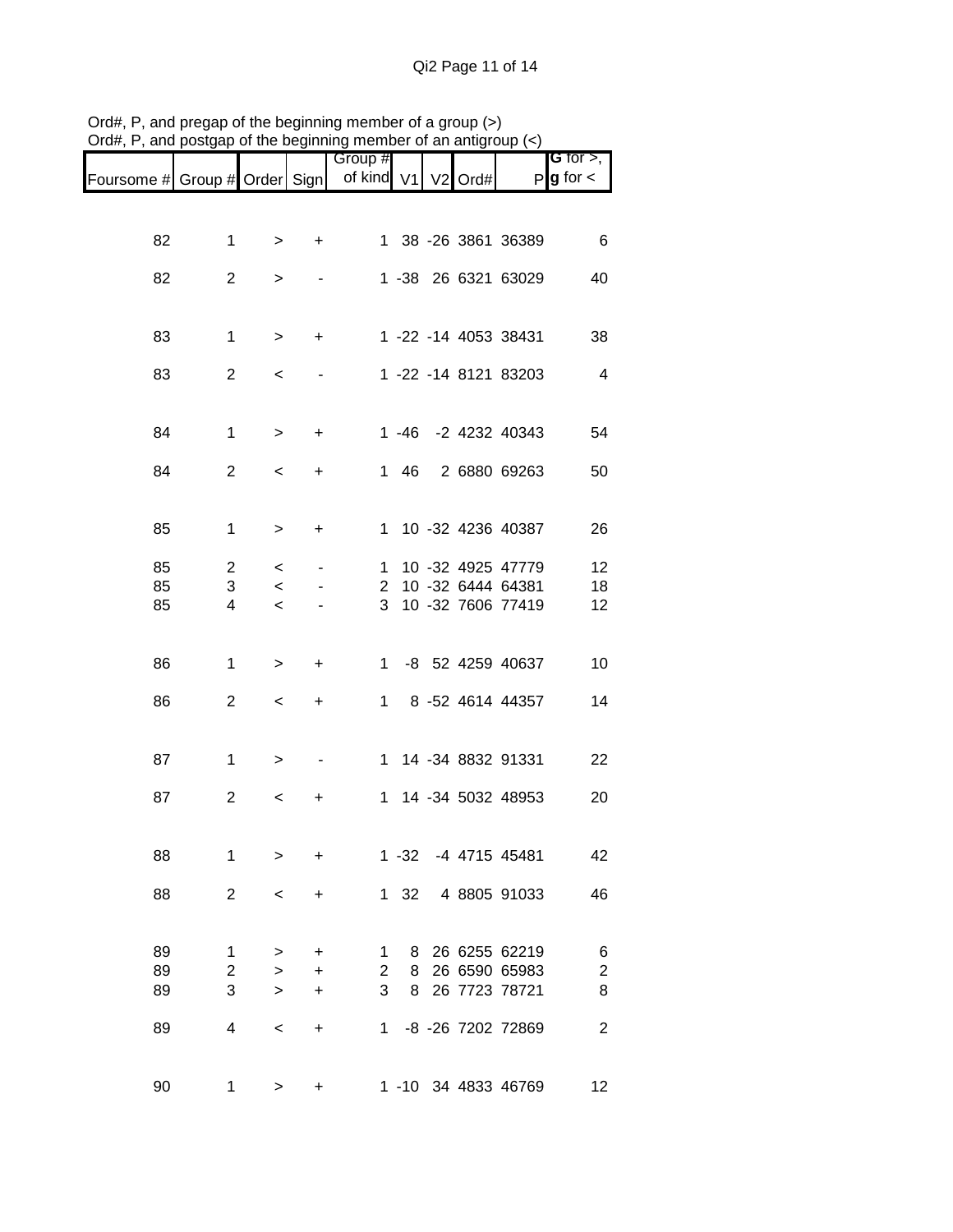Ord#, P, and pregap of the beginning member of a group (>)
Ord#, P, and postgap of the beginning member of an antigroup (<)

| Foursome # | Group # | Order | Sign | Group # of kind | V1 | V2 | Ord# | P | **G** for >, **g** for < |
|---|---|---|---|---|---|---|---|---|---|
| 82 | 1 | > | + | 1 | 38 | -26 | 3861 | 36389 | 6 |
| 82 | 2 | > | - | 1 | -38 | 26 | 6321 | 63029 | 40 |
| 83 | 1 | > | + | 1 | -22 | -14 | 4053 | 38431 | 38 |
| 83 | 2 | < | - | 1 | -22 | -14 | 8121 | 83203 | 4 |
| 84 | 1 | > | + | 1 | -46 | -2 | 4232 | 40343 | 54 |
| 84 | 2 | < | + | 1 | 46 | 2 | 6880 | 69263 | 50 |
| 85 | 1 | > | + | 1 | 10 | -32 | 4236 | 40387 | 26 |
| 85 | 2 | < | - | 1 | 10 | -32 | 4925 | 47779 | 12 |
| 85 | 3 | < | - | 2 | 10 | -32 | 6444 | 64381 | 18 |
| 85 | 4 | < | - | 3 | 10 | -32 | 7606 | 77419 | 12 |
| 86 | 1 | > | + | 1 | -8 | 52 | 4259 | 40637 | 10 |
| 86 | 2 | < | + | 1 | 8 | -52 | 4614 | 44357 | 14 |
| 87 | 1 | > | - | 1 | 14 | -34 | 8832 | 91331 | 22 |
| 87 | 2 | < | + | 1 | 14 | -34 | 5032 | 48953 | 20 |
| 88 | 1 | > | + | 1 | -32 | -4 | 4715 | 45481 | 42 |
| 88 | 2 | < | + | 1 | 32 | 4 | 8805 | 91033 | 46 |
| 89 | 1 | > | + | 1 | 8 | 26 | 6255 | 62219 | 6 |
| 89 | 2 | > | + | 2 | 8 | 26 | 6590 | 65983 | 2 |
| 89 | 3 | > | + | 3 | 8 | 26 | 7723 | 78721 | 8 |
| 89 | 4 | < | + | 1 | -8 | -26 | 7202 | 72869 | 2 |
| 90 | 1 | > | + | 1 | -10 | 34 | 4833 | 46769 | 12 |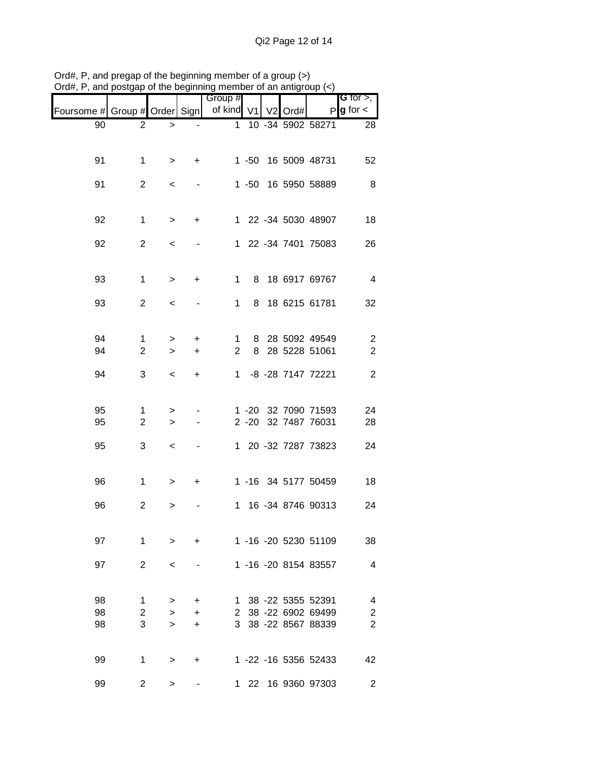Ord#, P, and pregap of the beginning member of a group (>)
Ord#, P, and postgap of the beginning member of an antigroup (<)

| Foursome # | Group # | Order | Sign | Group # of kind | V1 | V2 | Ord# | P | G for >, g for < |
|---|---|---|---|---|---|---|---|---|---|
| 90 | 2 | > | - | 1 | 10 | -34 | 5902 | 58271 | 28 |
| 91 | 1 | > | + | 1 | -50 | 16 | 5009 | 48731 | 52 |
| 91 | 2 | < | - | 1 | -50 | 16 | 5950 | 58889 | 8 |
| 92 | 1 | > | + | 1 | 22 | -34 | 5030 | 48907 | 18 |
| 92 | 2 | < | - | 1 | 22 | -34 | 7401 | 75083 | 26 |
| 93 | 1 | > | + | 1 | 8 | 18 | 6917 | 69767 | 4 |
| 93 | 2 | < | - | 1 | 8 | 18 | 6215 | 61781 | 32 |
| 94 | 1 | > | + | 1 | 8 | 28 | 5092 | 49549 | 2 |
| 94 | 2 | > | + | 2 | 8 | 28 | 5228 | 51061 | 2 |
| 94 | 3 | < | + | 1 | -8 | -28 | 7147 | 72221 | 2 |
| 95 | 1 | > | - | 1 | -20 | 32 | 7090 | 71593 | 24 |
| 95 | 2 | > | - | 2 | -20 | 32 | 7487 | 76031 | 28 |
| 95 | 3 | < | - | 1 | 20 | -32 | 7287 | 73823 | 24 |
| 96 | 1 | > | + | 1 | -16 | 34 | 5177 | 50459 | 18 |
| 96 | 2 | > | - | 1 | 16 | -34 | 8746 | 90313 | 24 |
| 97 | 1 | > | + | 1 | -16 | -20 | 5230 | 51109 | 38 |
| 97 | 2 | < | - | 1 | -16 | -20 | 8154 | 83557 | 4 |
| 98 | 1 | > | + | 1 | 38 | -22 | 5355 | 52391 | 4 |
| 98 | 2 | > | + | 2 | 38 | -22 | 6902 | 69499 | 2 |
| 98 | 3 | > | + | 3 | 38 | -22 | 8567 | 88339 | 2 |
| 99 | 1 | > | + | 1 | -22 | -16 | 5356 | 52433 | 42 |
| 99 | 2 | > | - | 1 | 22 | 16 | 9360 | 97303 | 2 |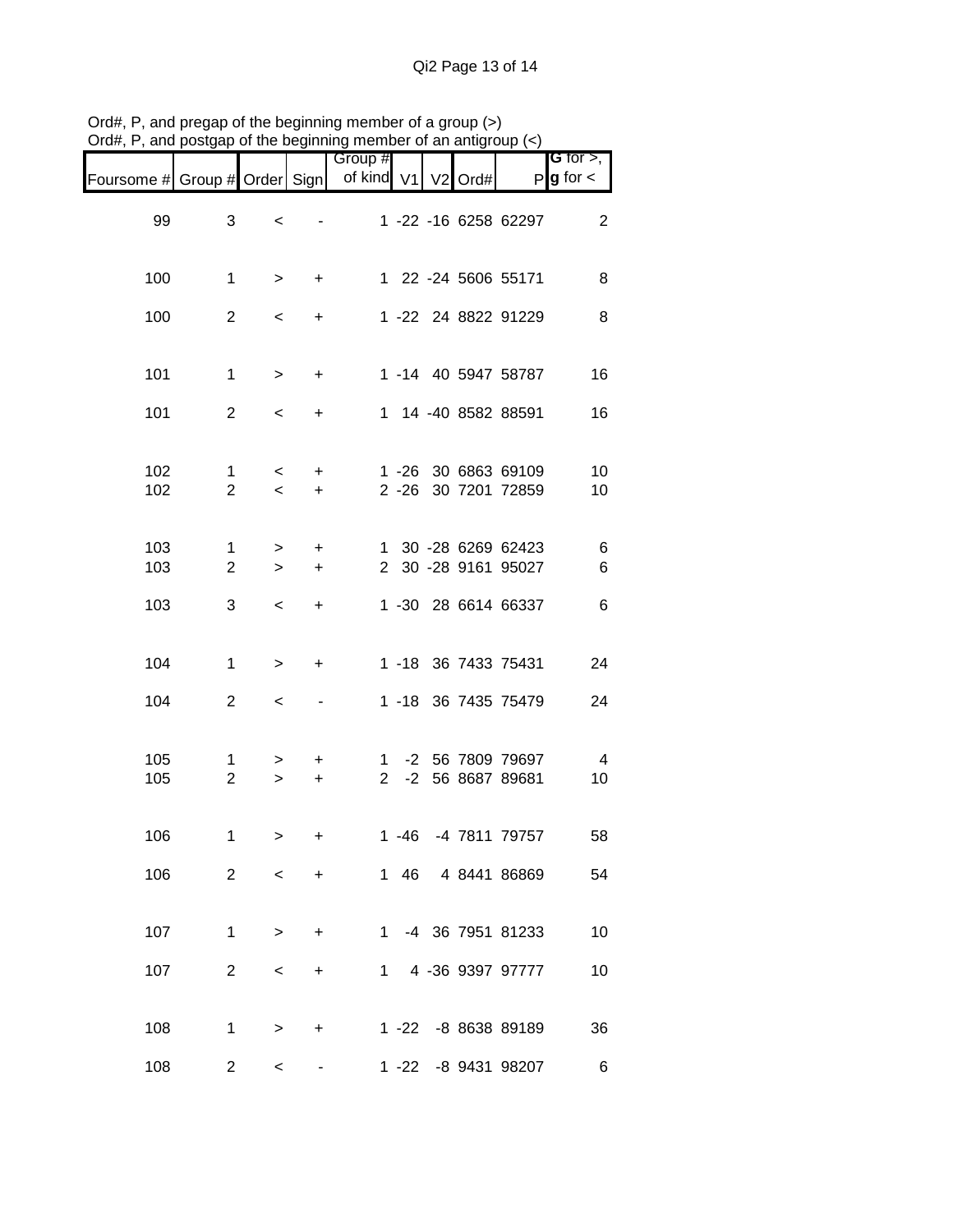Ord#, P, and pregap of the beginning member of a group (>)
Ord#, P, and postgap of the beginning member of an antigroup (<)

| Foursome # | Group # | Order | Sign | Group # of kind | V1 | V2 | Ord# | P | G for >, g for < |
|---|---|---|---|---|---|---|---|---|---|
| 99 | 3 | < | - | 1 | -22 | -16 | 6258 | 62297 | 2 |
| 100 | 1 | > | + | 1 | 22 | -24 | 5606 | 55171 | 8 |
| 100 | 2 | < | + | 1 | -22 | 24 | 8822 | 91229 | 8 |
| 101 | 1 | > | + | 1 | -14 | 40 | 5947 | 58787 | 16 |
| 101 | 2 | < | + | 1 | 14 | -40 | 8582 | 88591 | 16 |
| 102 | 1 | < | + | 1 | -26 | 30 | 6863 | 69109 | 10 |
| 102 | 2 | < | + | 2 | -26 | 30 | 7201 | 72859 | 10 |
| 103 | 1 | > | + | 1 | 30 | -28 | 6269 | 62423 | 6 |
| 103 | 2 | > | + | 2 | 30 | -28 | 9161 | 95027 | 6 |
| 103 | 3 | < | + | 1 | -30 | 28 | 6614 | 66337 | 6 |
| 104 | 1 | > | + | 1 | -18 | 36 | 7433 | 75431 | 24 |
| 104 | 2 | < | - | 1 | -18 | 36 | 7435 | 75479 | 24 |
| 105 | 1 | > | + | 1 | -2 | 56 | 7809 | 79697 | 4 |
| 105 | 2 | > | + | 2 | -2 | 56 | 8687 | 89681 | 10 |
| 106 | 1 | > | + | 1 | -46 | -4 | 7811 | 79757 | 58 |
| 106 | 2 | < | + | 1 | 46 | 4 | 8441 | 86869 | 54 |
| 107 | 1 | > | + | 1 | -4 | 36 | 7951 | 81233 | 10 |
| 107 | 2 | < | + | 1 | 4 | -36 | 9397 | 97777 | 10 |
| 108 | 1 | > | + | 1 | -22 | -8 | 8638 | 89189 | 36 |
| 108 | 2 | < | - | 1 | -22 | -8 | 9431 | 98207 | 6 |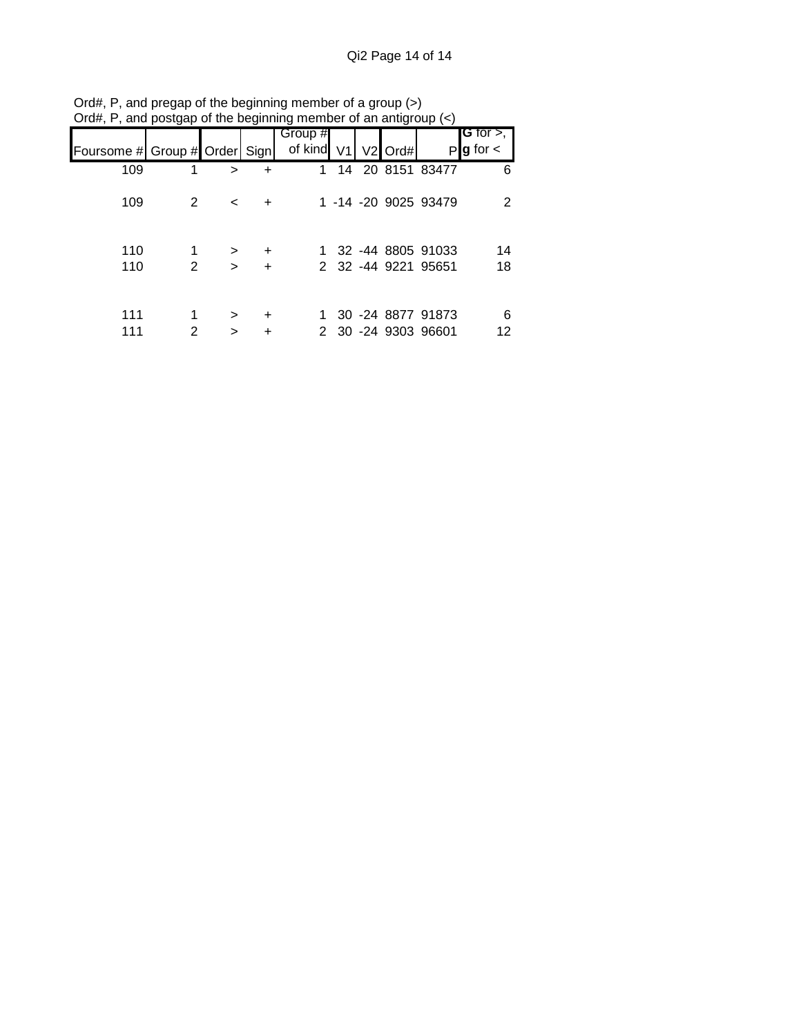Ord#, P, and pregap of the beginning member of a group (>)
Ord#, P, and postgap of the beginning member of an antigroup (<)

| Foursome # | Group # | Order | Sign | Group # of kind | V1 | V2 | Ord# | P | **G** for >, **g** for < |
|---|---|---|---|---|---|---|---|---|---|
| 109 | 1 | > | + | 1 | 14 | 20 | 8151 | 83477 | 6 |
| 109 | 2 | < | + | 1 | -14 | -20 | 9025 | 93479 | 2 |
| 110 | 1 | > | + | 1 | 32 | -44 | 8805 | 91033 | 14 |
| 110 | 2 | > | + | 2 | 32 | -44 | 9221 | 95651 | 18 |
| 111 | 1 | > | + | 1 | 30 | -24 | 8877 | 91873 | 6 |
| 111 | 2 | > | + | 2 | 30 | -24 | 9303 | 96601 | 12 |